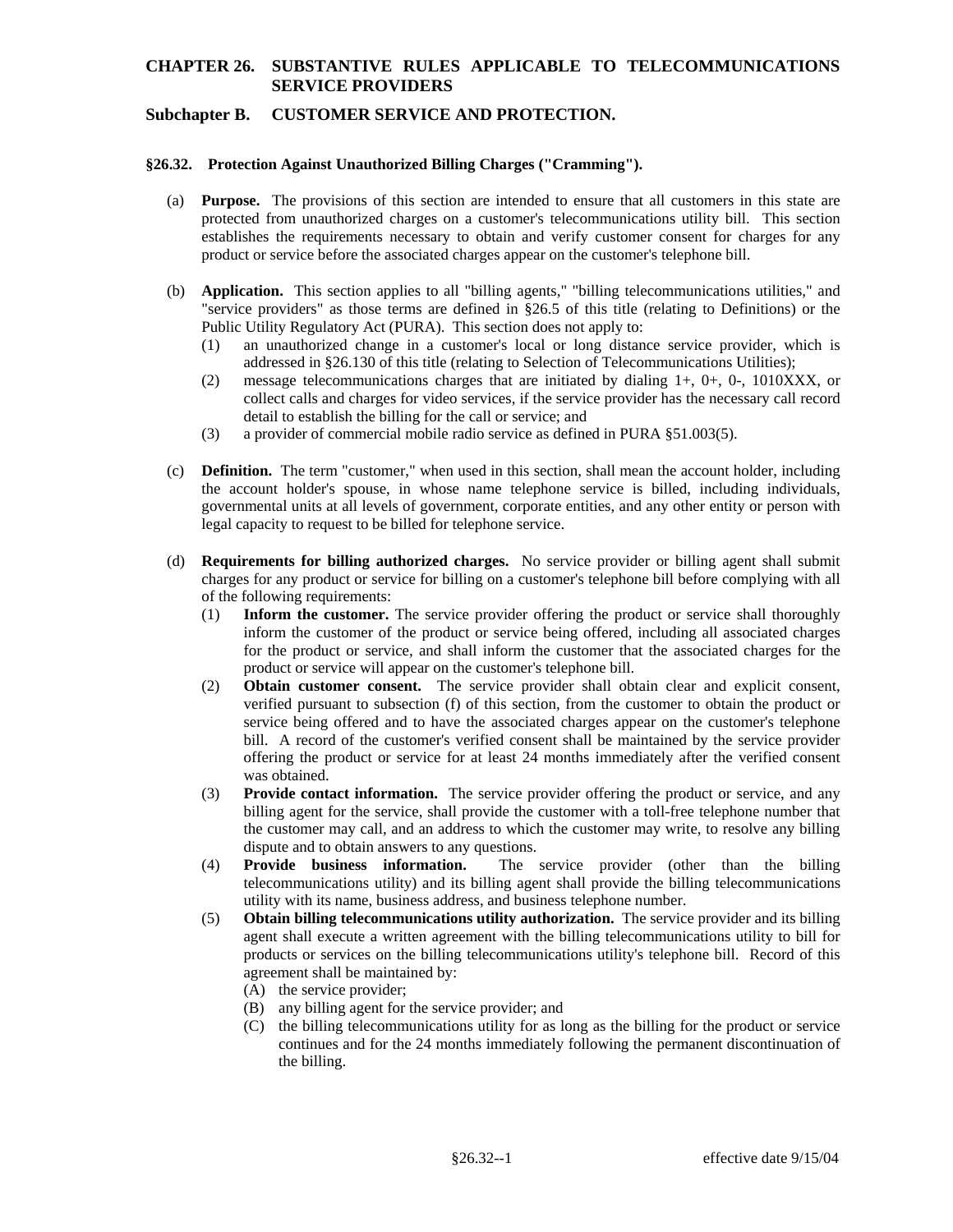# CHAPTER 26. SUBSTANTIVE RULES APPLICABLE TO TELECOMMUNICATIONS SERVICE PROVIDERS

## Subchapter B. CUSTOMER SERVICE AND PROTECTION.

### §26.32. Protection Against Unauthorized Billing Charges ("Cramming").

(a) **Purpose.** The provisions of this section are intended to ensure that all customers in this state are protected from unauthorized charges on a customer's telecommunications utility bill. This section establishes the requirements necessary to obtain and verify customer consent for charges for any product or service before the associated charges appear on the customer's telephone bill.

(b) **Application.** This section applies to all "billing agents," "billing telecommunications utilities," and "service providers" as those terms are defined in §26.5 of this title (relating to Definitions) or the Public Utility Regulatory Act (PURA). This section does not apply to:

(1) an unauthorized change in a customer's local or long distance service provider, which is addressed in §26.130 of this title (relating to Selection of Telecommunications Utilities);

(2) message telecommunications charges that are initiated by dialing 1+, 0+, 0-, 1010XXX, or collect calls and charges for video services, if the service provider has the necessary call record detail to establish the billing for the call or service; and

(3) a provider of commercial mobile radio service as defined in PURA §51.003(5).

(c) **Definition.** The term "customer," when used in this section, shall mean the account holder, including the account holder's spouse, in whose name telephone service is billed, including individuals, governmental units at all levels of government, corporate entities, and any other entity or person with legal capacity to request to be billed for telephone service.

(d) **Requirements for billing authorized charges.** No service provider or billing agent shall submit charges for any product or service for billing on a customer's telephone bill before complying with all of the following requirements:

(1) **Inform the customer.** The service provider offering the product or service shall thoroughly inform the customer of the product or service being offered, including all associated charges for the product or service, and shall inform the customer that the associated charges for the product or service will appear on the customer's telephone bill.

(2) **Obtain customer consent.** The service provider shall obtain clear and explicit consent, verified pursuant to subsection (f) of this section, from the customer to obtain the product or service being offered and to have the associated charges appear on the customer's telephone bill. A record of the customer's verified consent shall be maintained by the service provider offering the product or service for at least 24 months immediately after the verified consent was obtained.

(3) **Provide contact information.** The service provider offering the product or service, and any billing agent for the service, shall provide the customer with a toll-free telephone number that the customer may call, and an address to which the customer may write, to resolve any billing dispute and to obtain answers to any questions.

(4) **Provide business information.** The service provider (other than the billing telecommunications utility) and its billing agent shall provide the billing telecommunications utility with its name, business address, and business telephone number.

(5) **Obtain billing telecommunications utility authorization.** The service provider and its billing agent shall execute a written agreement with the billing telecommunications utility to bill for products or services on the billing telecommunications utility's telephone bill. Record of this agreement shall be maintained by:

(A) the service provider;

(B) any billing agent for the service provider; and

(C) the billing telecommunications utility for as long as the billing for the product or service continues and for the 24 months immediately following the permanent discontinuation of the billing.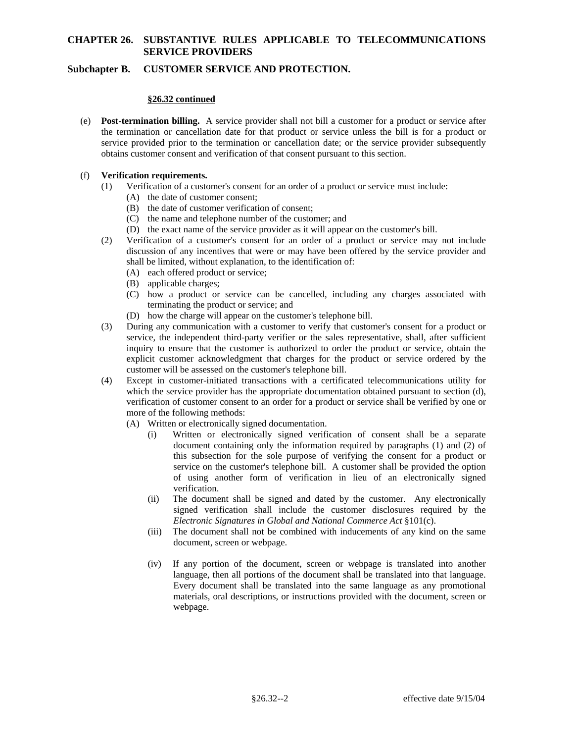**§26.32 continued**

(e) **Post-termination billing.** A service provider shall not bill a customer for a product or service after the termination or cancellation date for that product or service unless the bill is for a product or service provided prior to the termination or cancellation date; or the service provider subsequently obtains customer consent and verification of that consent pursuant to this section.

(f) **Verification requirements.**

(1) Verification of a customer's consent for an order of a product or service must include:

(A) the date of customer consent;

(B) the date of customer verification of consent;

(C) the name and telephone number of the customer; and

(D) the exact name of the service provider as it will appear on the customer's bill.

(2) Verification of a customer's consent for an order of a product or service may not include discussion of any incentives that were or may have been offered by the service provider and shall be limited, without explanation, to the identification of:

(A) each offered product or service;

(B) applicable charges;

(C) how a product or service can be cancelled, including any charges associated with terminating the product or service; and

(D) how the charge will appear on the customer's telephone bill.

(3) During any communication with a customer to verify that customer's consent for a product or service, the independent third-party verifier or the sales representative, shall, after sufficient inquiry to ensure that the customer is authorized to order the product or service, obtain the explicit customer acknowledgment that charges for the product or service ordered by the customer will be assessed on the customer's telephone bill.

(4) Except in customer-initiated transactions with a certificated telecommunications utility for which the service provider has the appropriate documentation obtained pursuant to section (d), verification of customer consent to an order for a product or service shall be verified by one or more of the following methods:

(A) Written or electronically signed documentation.

(i) Written or electronically signed verification of consent shall be a separate document containing only the information required by paragraphs (1) and (2) of this subsection for the sole purpose of verifying the consent for a product or service on the customer's telephone bill. A customer shall be provided the option of using another form of verification in lieu of an electronically signed verification.

(ii) The document shall be signed and dated by the customer. Any electronically signed verification shall include the customer disclosures required by the *Electronic Signatures in Global and National Commerce Act* §101(c).

(iii) The document shall not be combined with inducements of any kind on the same document, screen or webpage.

(iv) If any portion of the document, screen or webpage is translated into another language, then all portions of the document shall be translated into that language. Every document shall be translated into the same language as any promotional materials, oral descriptions, or instructions provided with the document, screen or webpage.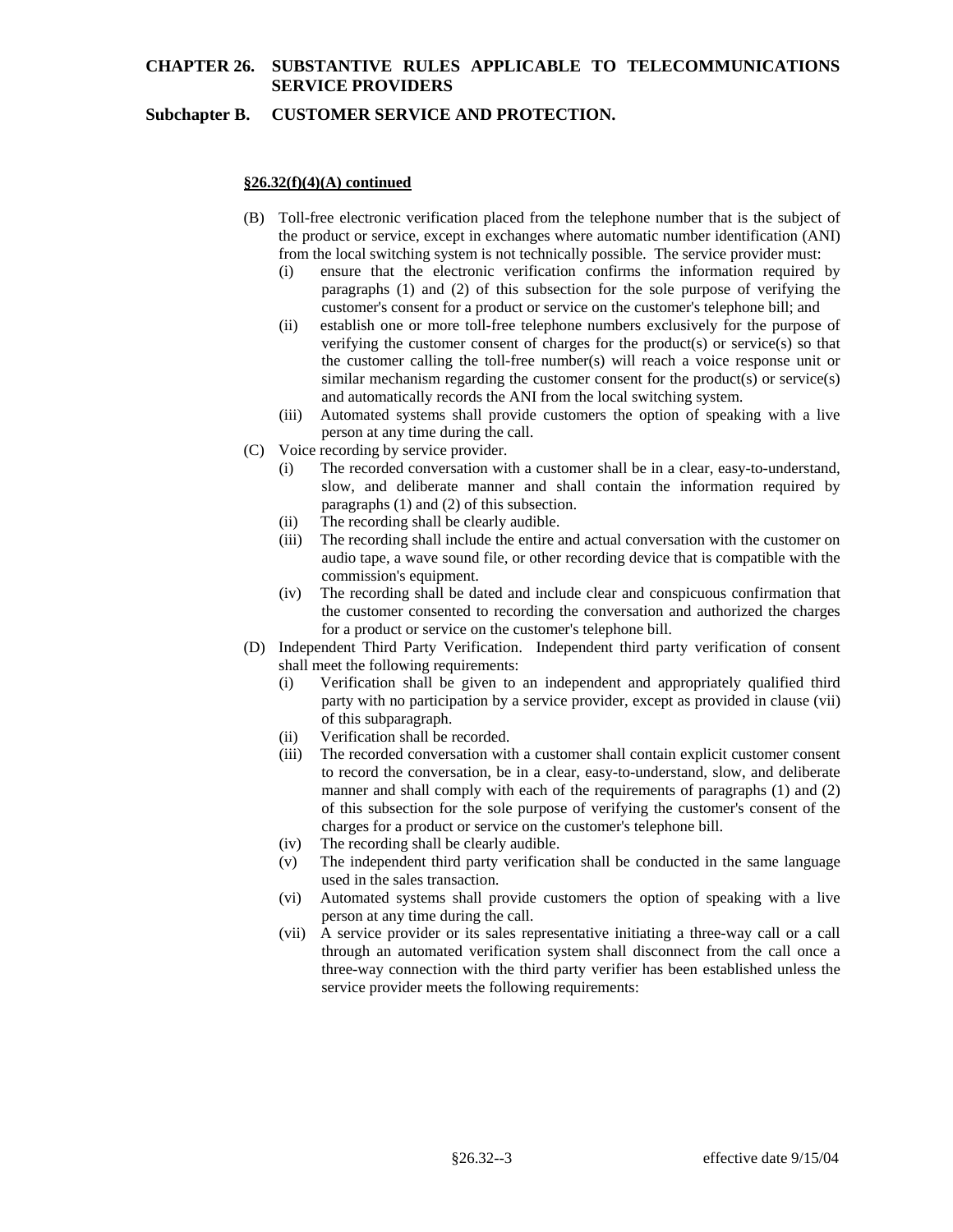**CHAPTER 26. SUBSTANTIVE RULES APPLICABLE TO TELECOMMUNICATIONS SERVICE PROVIDERS**

**Subchapter B. CUSTOMER SERVICE AND PROTECTION.**

**§26.32(f)(4)(A) continued**

(B) Toll-free electronic verification placed from the telephone number that is the subject of the product or service, except in exchanges where automatic number identification (ANI) from the local switching system is not technically possible. The service provider must:

  (i) ensure that the electronic verification confirms the information required by paragraphs (1) and (2) of this subsection for the sole purpose of verifying the customer's consent for a product or service on the customer's telephone bill; and

  (ii) establish one or more toll-free telephone numbers exclusively for the purpose of verifying the customer consent of charges for the product(s) or service(s) so that the customer calling the toll-free number(s) will reach a voice response unit or similar mechanism regarding the customer consent for the product(s) or service(s) and automatically records the ANI from the local switching system.

  (iii) Automated systems shall provide customers the option of speaking with a live person at any time during the call.

(C) Voice recording by service provider.

  (i) The recorded conversation with a customer shall be in a clear, easy-to-understand, slow, and deliberate manner and shall contain the information required by paragraphs (1) and (2) of this subsection.

  (ii) The recording shall be clearly audible.

  (iii) The recording shall include the entire and actual conversation with the customer on audio tape, a wave sound file, or other recording device that is compatible with the commission's equipment.

  (iv) The recording shall be dated and include clear and conspicuous confirmation that the customer consented to recording the conversation and authorized the charges for a product or service on the customer's telephone bill.

(D) Independent Third Party Verification. Independent third party verification of consent shall meet the following requirements:

  (i) Verification shall be given to an independent and appropriately qualified third party with no participation by a service provider, except as provided in clause (vii) of this subparagraph.

  (ii) Verification shall be recorded.

  (iii) The recorded conversation with a customer shall contain explicit customer consent to record the conversation, be in a clear, easy-to-understand, slow, and deliberate manner and shall comply with each of the requirements of paragraphs (1) and (2) of this subsection for the sole purpose of verifying the customer's consent of the charges for a product or service on the customer's telephone bill.

  (iv) The recording shall be clearly audible.

  (v) The independent third party verification shall be conducted in the same language used in the sales transaction.

  (vi) Automated systems shall provide customers the option of speaking with a live person at any time during the call.

  (vii) A service provider or its sales representative initiating a three-way call or a call through an automated verification system shall disconnect from the call once a three-way connection with the third party verifier has been established unless the service provider meets the following requirements: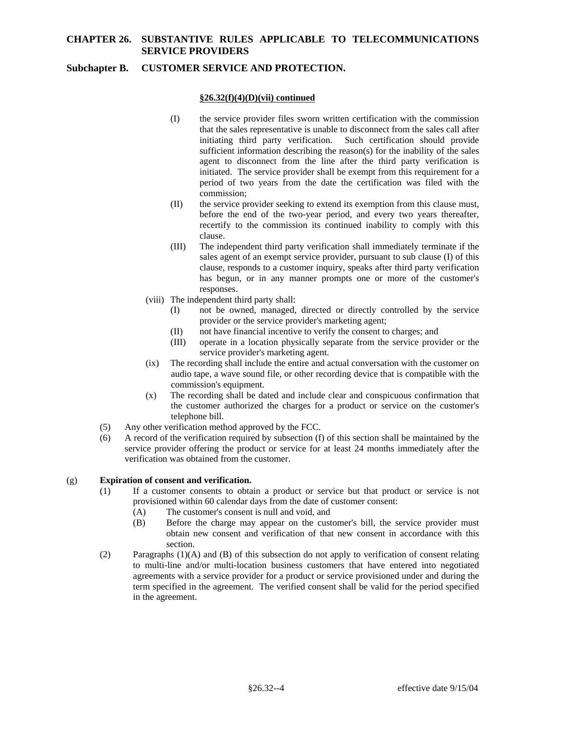**§26.32(f)(4)(D)(vii) continued**

(I) the service provider files sworn written certification with the commission that the sales representative is unable to disconnect from the sales call after initiating third party verification. Such certification should provide sufficient information describing the reason(s) for the inability of the sales agent to disconnect from the line after the third party verification is initiated. The service provider shall be exempt from this requirement for a period of two years from the date the certification was filed with the commission;

(II) the service provider seeking to extend its exemption from this clause must, before the end of the two-year period, and every two years thereafter, recertify to the commission its continued inability to comply with this clause.

(III) The independent third party verification shall immediately terminate if the sales agent of an exempt service provider, pursuant to sub clause (I) of this clause, responds to a customer inquiry, speaks after third party verification has begun, or in any manner prompts one or more of the customer's responses.

(viii) The independent third party shall:

(I) not be owned, managed, directed or directly controlled by the service provider or the service provider's marketing agent;

(II) not have financial incentive to verify the consent to charges; and

(III) operate in a location physically separate from the service provider or the service provider's marketing agent.

(ix) The recording shall include the entire and actual conversation with the customer on audio tape, a wave sound file, or other recording device that is compatible with the commission's equipment.

(x) The recording shall be dated and include clear and conspicuous confirmation that the customer authorized the charges for a product or service on the customer's telephone bill.

(5) Any other verification method approved by the FCC.

(6) A record of the verification required by subsection (f) of this section shall be maintained by the service provider offering the product or service for at least 24 months immediately after the verification was obtained from the customer.

(g) **Expiration of consent and verification.**

(1) If a customer consents to obtain a product or service but that product or service is not provisioned within 60 calendar days from the date of customer consent:

(A) The customer's consent is null and void, and

(B) Before the charge may appear on the customer's bill, the service provider must obtain new consent and verification of that new consent in accordance with this section.

(2) Paragraphs (1)(A) and (B) of this subsection do not apply to verification of consent relating to multi-line and/or multi-location business customers that have entered into negotiated agreements with a service provider for a product or service provisioned under and during the term specified in the agreement. The verified consent shall be valid for the period specified in the agreement.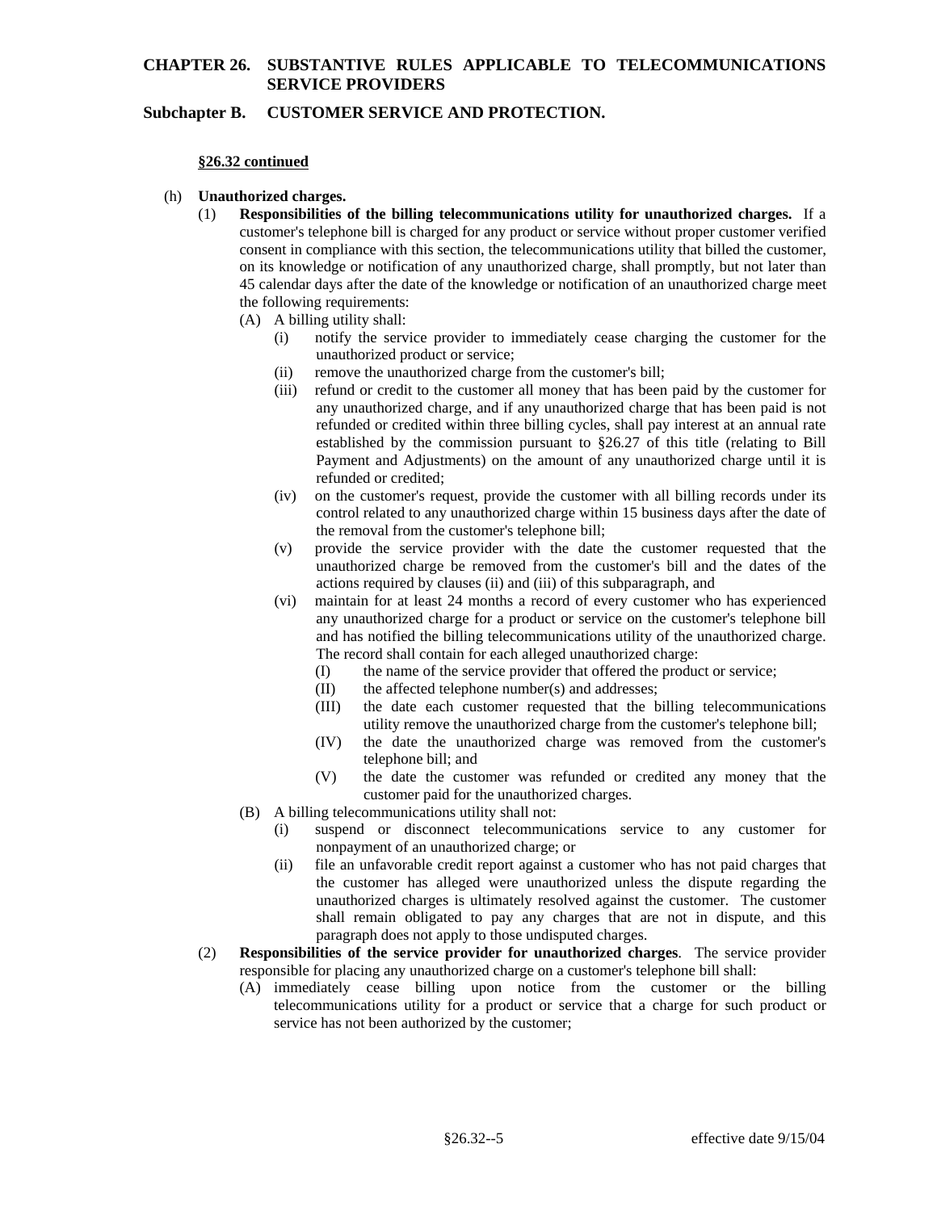**CHAPTER 26. SUBSTANTIVE RULES APPLICABLE TO TELECOMMUNICATIONS SERVICE PROVIDERS**

**Subchapter B. CUSTOMER SERVICE AND PROTECTION.**

**§26.32 continued**

(h) **Unauthorized charges.**

(1) **Responsibilities of the billing telecommunications utility for unauthorized charges.** If a customer's telephone bill is charged for any product or service without proper customer verified consent in compliance with this section, the telecommunications utility that billed the customer, on its knowledge or notification of any unauthorized charge, shall promptly, but not later than 45 calendar days after the date of the knowledge or notification of an unauthorized charge meet the following requirements:

(A) A billing utility shall:

(i) notify the service provider to immediately cease charging the customer for the unauthorized product or service;

(ii) remove the unauthorized charge from the customer's bill;

(iii) refund or credit to the customer all money that has been paid by the customer for any unauthorized charge, and if any unauthorized charge that has been paid is not refunded or credited within three billing cycles, shall pay interest at an annual rate established by the commission pursuant to §26.27 of this title (relating to Bill Payment and Adjustments) on the amount of any unauthorized charge until it is refunded or credited;

(iv) on the customer's request, provide the customer with all billing records under its control related to any unauthorized charge within 15 business days after the date of the removal from the customer's telephone bill;

(v) provide the service provider with the date the customer requested that the unauthorized charge be removed from the customer's bill and the dates of the actions required by clauses (ii) and (iii) of this subparagraph, and

(vi) maintain for at least 24 months a record of every customer who has experienced any unauthorized charge for a product or service on the customer's telephone bill and has notified the billing telecommunications utility of the unauthorized charge. The record shall contain for each alleged unauthorized charge:

(I) the name of the service provider that offered the product or service;

(II) the affected telephone number(s) and addresses;

(III) the date each customer requested that the billing telecommunications utility remove the unauthorized charge from the customer's telephone bill;

(IV) the date the unauthorized charge was removed from the customer's telephone bill; and

(V) the date the customer was refunded or credited any money that the customer paid for the unauthorized charges.

(B) A billing telecommunications utility shall not:

(i) suspend or disconnect telecommunications service to any customer for nonpayment of an unauthorized charge; or

(ii) file an unfavorable credit report against a customer who has not paid charges that the customer has alleged were unauthorized unless the dispute regarding the unauthorized charges is ultimately resolved against the customer. The customer shall remain obligated to pay any charges that are not in dispute, and this paragraph does not apply to those undisputed charges.

(2) **Responsibilities of the service provider for unauthorized charges**. The service provider responsible for placing any unauthorized charge on a customer's telephone bill shall:

(A) immediately cease billing upon notice from the customer or the billing telecommunications utility for a product or service that a charge for such product or service has not been authorized by the customer;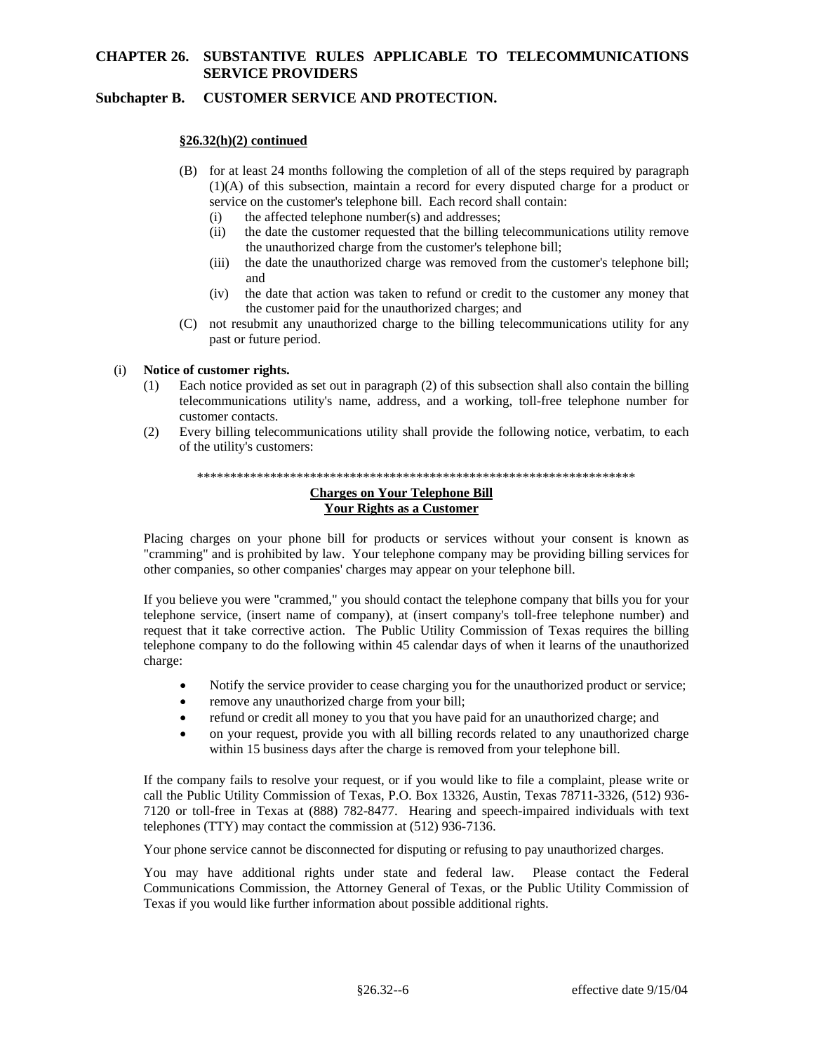**§26.32(h)(2) continued**

(B) for at least 24 months following the completion of all of the steps required by paragraph (1)(A) of this subsection, maintain a record for every disputed charge for a product or service on the customer's telephone bill. Each record shall contain:
   (i) the affected telephone number(s) and addresses;
   (ii) the date the customer requested that the billing telecommunications utility remove the unauthorized charge from the customer's telephone bill;
   (iii) the date the unauthorized charge was removed from the customer's telephone bill; and
   (iv) the date that action was taken to refund or credit to the customer any money that the customer paid for the unauthorized charges; and

(C) not resubmit any unauthorized charge to the billing telecommunications utility for any past or future period.

(i) **Notice of customer rights.**
   (1) Each notice provided as set out in paragraph (2) of this subsection shall also contain the billing telecommunications utility's name, address, and a working, toll-free telephone number for customer contacts.
   (2) Every billing telecommunications utility shall provide the following notice, verbatim, to each of the utility's customers:

*****************************************************************

**Charges on Your Telephone Bill**
**Your Rights as a Customer**

Placing charges on your phone bill for products or services without your consent is known as "cramming" and is prohibited by law. Your telephone company may be providing billing services for other companies, so other companies' charges may appear on your telephone bill.

If you believe you were "crammed," you should contact the telephone company that bills you for your telephone service, (insert name of company), at (insert company's toll-free telephone number) and request that it take corrective action. The Public Utility Commission of Texas requires the billing telephone company to do the following within 45 calendar days of when it learns of the unauthorized charge:

- Notify the service provider to cease charging you for the unauthorized product or service;
- remove any unauthorized charge from your bill;
- refund or credit all money to you that you have paid for an unauthorized charge; and
- on your request, provide you with all billing records related to any unauthorized charge within 15 business days after the charge is removed from your telephone bill.

If the company fails to resolve your request, or if you would like to file a complaint, please write or call the Public Utility Commission of Texas, P.O. Box 13326, Austin, Texas 78711-3326, (512) 936-7120 or toll-free in Texas at (888) 782-8477. Hearing and speech-impaired individuals with text telephones (TTY) may contact the commission at (512) 936-7136.

Your phone service cannot be disconnected for disputing or refusing to pay unauthorized charges.

You may have additional rights under state and federal law. Please contact the Federal Communications Commission, the Attorney General of Texas, or the Public Utility Commission of Texas if you would like further information about possible additional rights.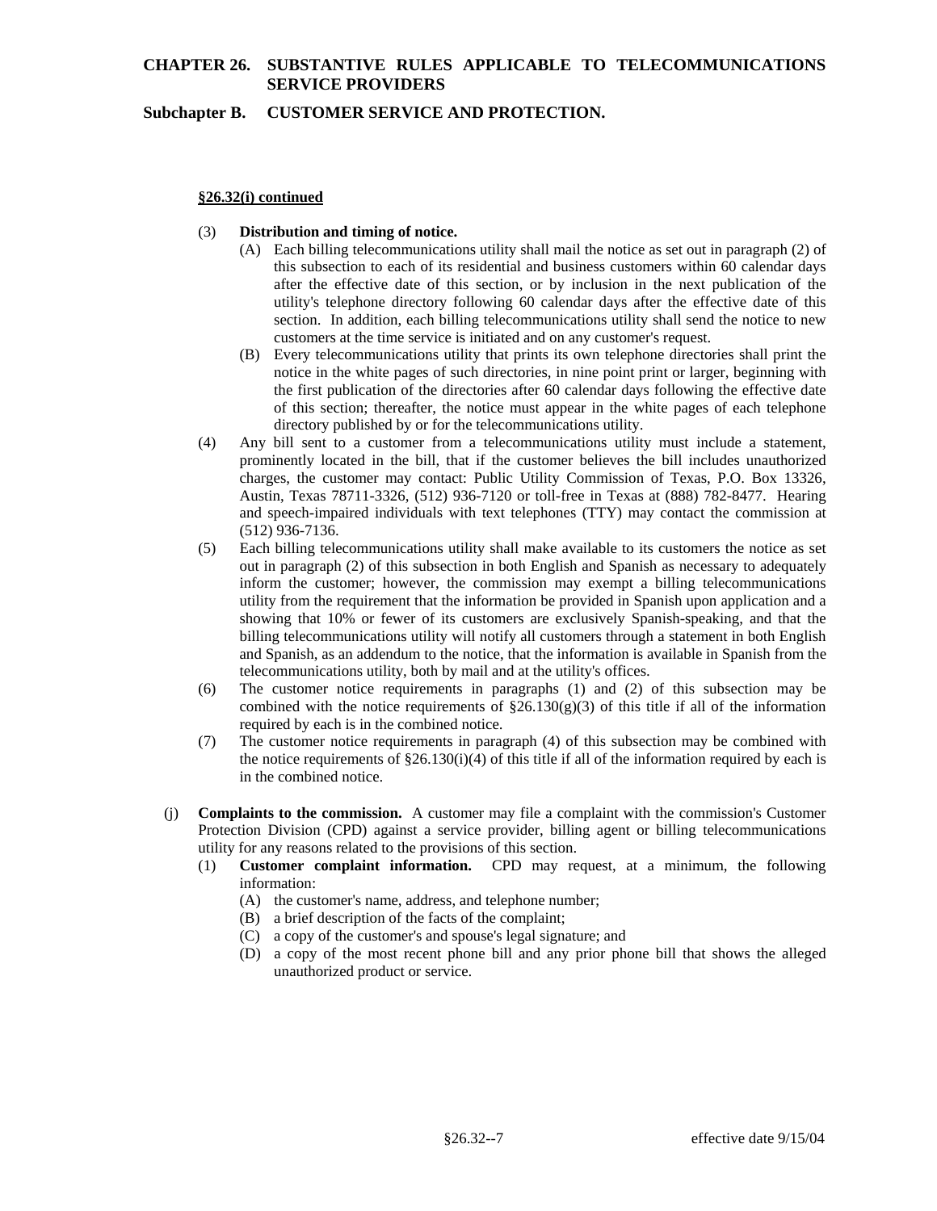**§26.32(i) continued**

(3) **Distribution and timing of notice.**

(A) Each billing telecommunications utility shall mail the notice as set out in paragraph (2) of this subsection to each of its residential and business customers within 60 calendar days after the effective date of this section, or by inclusion in the next publication of the utility's telephone directory following 60 calendar days after the effective date of this section. In addition, each billing telecommunications utility shall send the notice to new customers at the time service is initiated and on any customer's request.

(B) Every telecommunications utility that prints its own telephone directories shall print the notice in the white pages of such directories, in nine point print or larger, beginning with the first publication of the directories after 60 calendar days following the effective date of this section; thereafter, the notice must appear in the white pages of each telephone directory published by or for the telecommunications utility.

(4) Any bill sent to a customer from a telecommunications utility must include a statement, prominently located in the bill, that if the customer believes the bill includes unauthorized charges, the customer may contact: Public Utility Commission of Texas, P.O. Box 13326, Austin, Texas 78711-3326, (512) 936-7120 or toll-free in Texas at (888) 782-8477. Hearing and speech-impaired individuals with text telephones (TTY) may contact the commission at (512) 936-7136.

(5) Each billing telecommunications utility shall make available to its customers the notice as set out in paragraph (2) of this subsection in both English and Spanish as necessary to adequately inform the customer; however, the commission may exempt a billing telecommunications utility from the requirement that the information be provided in Spanish upon application and a showing that 10% or fewer of its customers are exclusively Spanish-speaking, and that the billing telecommunications utility will notify all customers through a statement in both English and Spanish, as an addendum to the notice, that the information is available in Spanish from the telecommunications utility, both by mail and at the utility's offices.

(6) The customer notice requirements in paragraphs (1) and (2) of this subsection may be combined with the notice requirements of §26.130(g)(3) of this title if all of the information required by each is in the combined notice.

(7) The customer notice requirements in paragraph (4) of this subsection may be combined with the notice requirements of §26.130(i)(4) of this title if all of the information required by each is in the combined notice.

(j) **Complaints to the commission.** A customer may file a complaint with the commission's Customer Protection Division (CPD) against a service provider, billing agent or billing telecommunications utility for any reasons related to the provisions of this section.

(1) **Customer complaint information.** CPD may request, at a minimum, the following information:

(A) the customer's name, address, and telephone number;

(B) a brief description of the facts of the complaint;

(C) a copy of the customer's and spouse's legal signature; and

(D) a copy of the most recent phone bill and any prior phone bill that shows the alleged unauthorized product or service.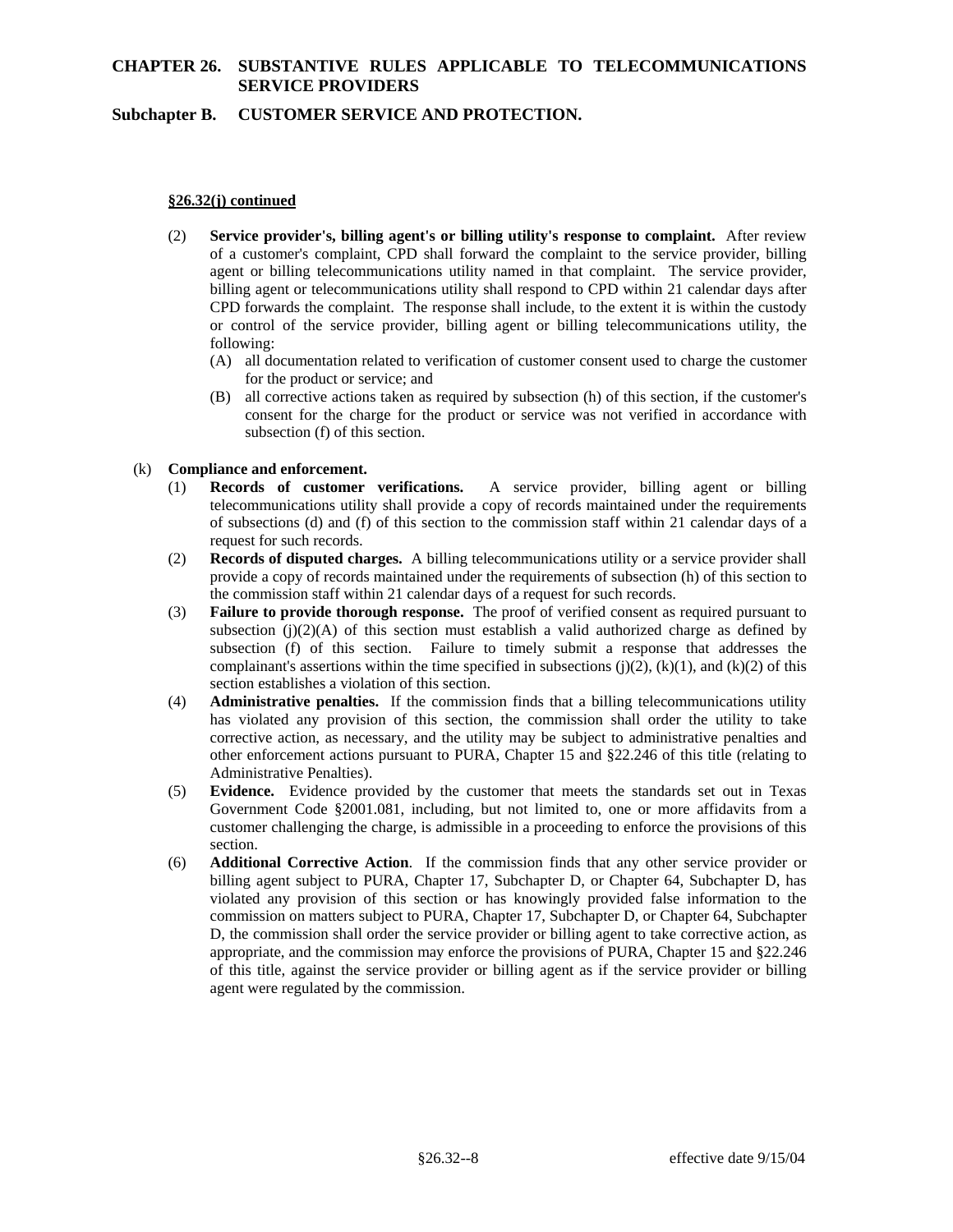**§26.32(j) continued**

(2) **Service provider's, billing agent's or billing utility's response to complaint.** After review of a customer's complaint, CPD shall forward the complaint to the service provider, billing agent or billing telecommunications utility named in that complaint. The service provider, billing agent or telecommunications utility shall respond to CPD within 21 calendar days after CPD forwards the complaint. The response shall include, to the extent it is within the custody or control of the service provider, billing agent or billing telecommunications utility, the following:

(A) all documentation related to verification of customer consent used to charge the customer for the product or service; and

(B) all corrective actions taken as required by subsection (h) of this section, if the customer's consent for the charge for the product or service was not verified in accordance with subsection (f) of this section.

(k) **Compliance and enforcement.**

(1) **Records of customer verifications.** A service provider, billing agent or billing telecommunications utility shall provide a copy of records maintained under the requirements of subsections (d) and (f) of this section to the commission staff within 21 calendar days of a request for such records.

(2) **Records of disputed charges.** A billing telecommunications utility or a service provider shall provide a copy of records maintained under the requirements of subsection (h) of this section to the commission staff within 21 calendar days of a request for such records.

(3) **Failure to provide thorough response.** The proof of verified consent as required pursuant to subsection (j)(2)(A) of this section must establish a valid authorized charge as defined by subsection (f) of this section. Failure to timely submit a response that addresses the complainant's assertions within the time specified in subsections (j)(2), (k)(1), and (k)(2) of this section establishes a violation of this section.

(4) **Administrative penalties.** If the commission finds that a billing telecommunications utility has violated any provision of this section, the commission shall order the utility to take corrective action, as necessary, and the utility may be subject to administrative penalties and other enforcement actions pursuant to PURA, Chapter 15 and §22.246 of this title (relating to Administrative Penalties).

(5) **Evidence.** Evidence provided by the customer that meets the standards set out in Texas Government Code §2001.081, including, but not limited to, one or more affidavits from a customer challenging the charge, is admissible in a proceeding to enforce the provisions of this section.

(6) **Additional Corrective Action**. If the commission finds that any other service provider or billing agent subject to PURA, Chapter 17, Subchapter D, or Chapter 64, Subchapter D, has violated any provision of this section or has knowingly provided false information to the commission on matters subject to PURA, Chapter 17, Subchapter D, or Chapter 64, Subchapter D, the commission shall order the service provider or billing agent to take corrective action, as appropriate, and the commission may enforce the provisions of PURA, Chapter 15 and §22.246 of this title, against the service provider or billing agent as if the service provider or billing agent were regulated by the commission.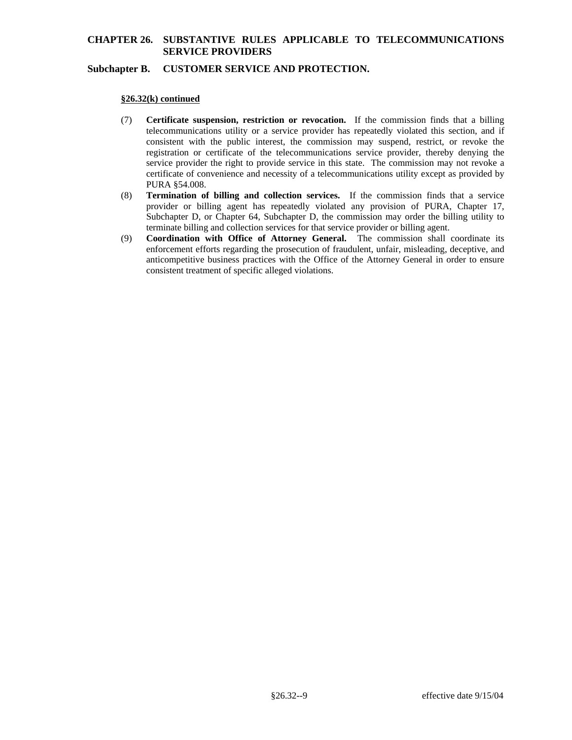**§26.32(k) continued**

(7) **Certificate suspension, restriction or revocation.** If the commission finds that a billing telecommunications utility or a service provider has repeatedly violated this section, and if consistent with the public interest, the commission may suspend, restrict, or revoke the registration or certificate of the telecommunications service provider, thereby denying the service provider the right to provide service in this state. The commission may not revoke a certificate of convenience and necessity of a telecommunications utility except as provided by PURA §54.008.

(8) **Termination of billing and collection services.** If the commission finds that a service provider or billing agent has repeatedly violated any provision of PURA, Chapter 17, Subchapter D, or Chapter 64, Subchapter D, the commission may order the billing utility to terminate billing and collection services for that service provider or billing agent.

(9) **Coordination with Office of Attorney General.** The commission shall coordinate its enforcement efforts regarding the prosecution of fraudulent, unfair, misleading, deceptive, and anticompetitive business practices with the Office of the Attorney General in order to ensure consistent treatment of specific alleged violations.